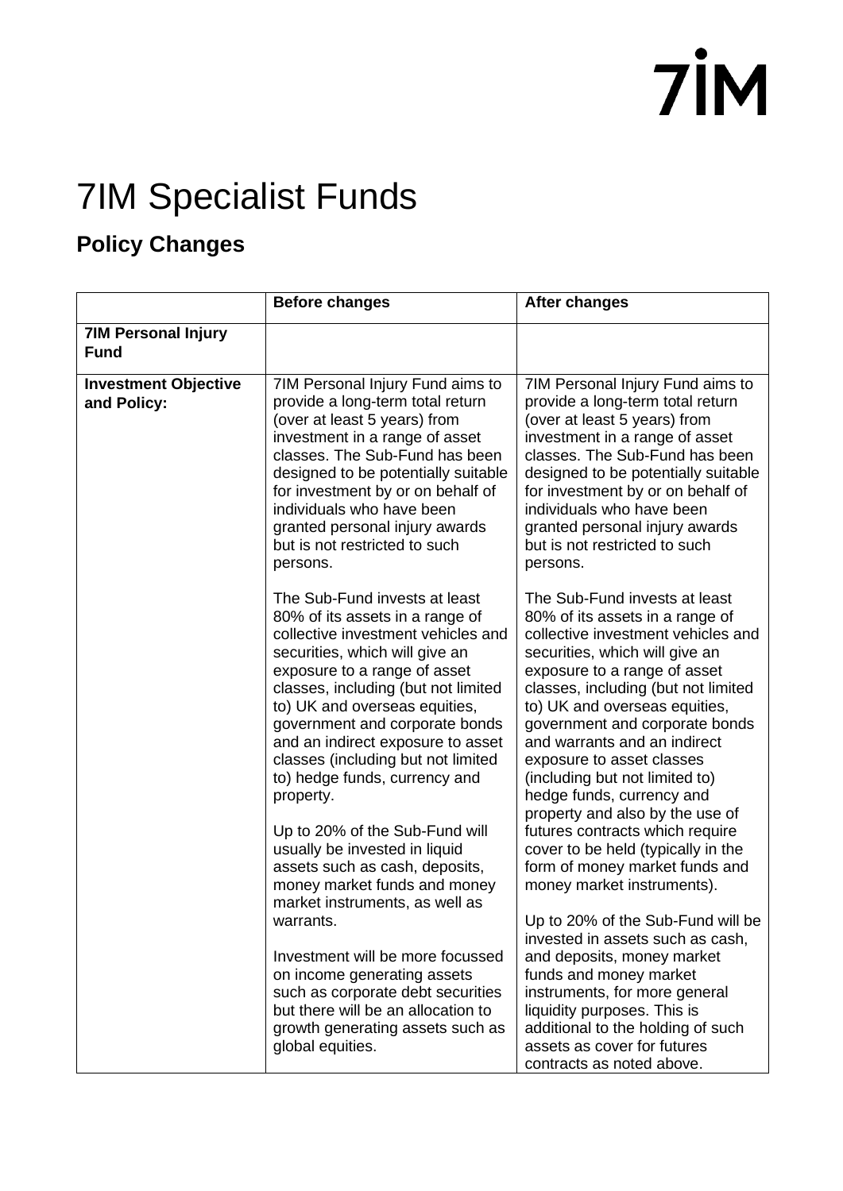# 7IM Specialist Funds

## Policy Changes

| | Before changes | After changes |
|---|---|---|
| **7IM Personal Injury Fund** | | |
| **Investment Objective and Policy:** | 7IM Personal Injury Fund aims to provide a long-term total return (over at least 5 years) from investment in a range of asset classes. The Sub-Fund has been designed to be potentially suitable for investment by or on behalf of individuals who have been granted personal injury awards but is not restricted to such persons.<br><br>The Sub-Fund invests at least 80% of its assets in a range of collective investment vehicles and securities, which will give an exposure to a range of asset classes, including (but not limited to) UK and overseas equities, government and corporate bonds and an indirect exposure to asset classes (including but not limited to) hedge funds, currency and property.<br><br>Up to 20% of the Sub-Fund will usually be invested in liquid assets such as cash, deposits, money market funds and money market instruments, as well as warrants.<br><br>Investment will be more focussed on income generating assets such as corporate debt securities but there will be an allocation to growth generating assets such as global equities. | 7IM Personal Injury Fund aims to provide a long-term total return (over at least 5 years) from investment in a range of asset classes. The Sub-Fund has been designed to be potentially suitable for investment by or on behalf of individuals who have been granted personal injury awards but is not restricted to such persons.<br><br>The Sub-Fund invests at least 80% of its assets in a range of collective investment vehicles and securities, which will give an exposure to a range of asset classes, including (but not limited to) UK and overseas equities, government and corporate bonds and warrants and an indirect exposure to asset classes (including but not limited to) hedge funds, currency and property and also by the use of futures contracts which require cover to be held (typically in the form of money market funds and money market instruments).<br><br>Up to 20% of the Sub-Fund will be invested in assets such as cash, and deposits, money market funds and money market instruments, for more general liquidity purposes. This is additional to the holding of such assets as cover for futures contracts as noted above. |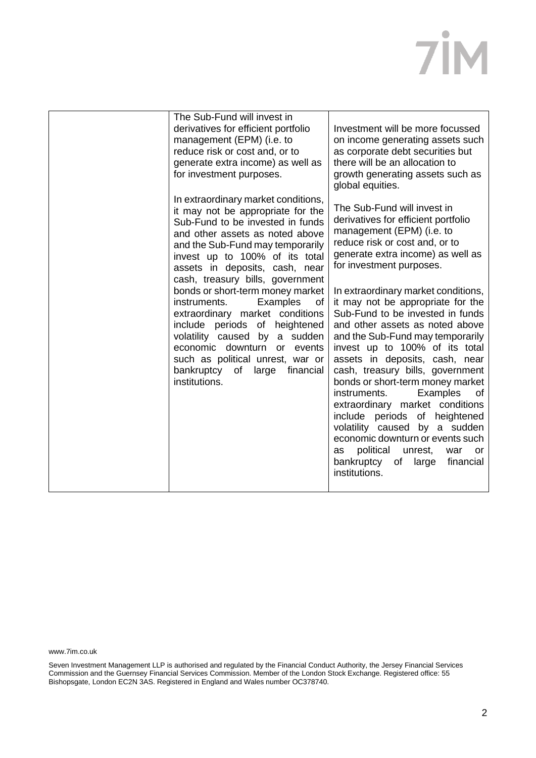| | | |
|---|---|---|
| | The Sub-Fund will invest in derivatives for efficient portfolio management (EPM) (i.e. to reduce risk or cost and, or to generate extra income) as well as for investment purposes.<br><br>In extraordinary market conditions, it may not be appropriate for the Sub-Fund to be invested in funds and other assets as noted above and the Sub-Fund may temporarily invest up to 100% of its total assets in deposits, cash, near cash, treasury bills, government bonds or short-term money market instruments. Examples of extraordinary market conditions include periods of heightened volatility caused by a sudden economic downturn or events such as political unrest, war or bankruptcy of large financial institutions. | Investment will be more focussed on income generating assets such as corporate debt securities but there will be an allocation to growth generating assets such as global equities.<br><br>The Sub-Fund will invest in derivatives for efficient portfolio management (EPM) (i.e. to reduce risk or cost and, or to generate extra income) as well as for investment purposes.<br><br>In extraordinary market conditions, it may not be appropriate for the Sub-Fund to be invested in funds and other assets as noted above and the Sub-Fund may temporarily invest up to 100% of its total assets in deposits, cash, near cash, treasury bills, government bonds or short-term money market instruments. Examples of extraordinary market conditions include periods of heightened volatility caused by a sudden economic downturn or events such as political unrest, war or bankruptcy of large financial institutions. |

www.7im.co.uk

Seven Investment Management LLP is authorised and regulated by the Financial Conduct Authority, the Jersey Financial Services Commission and the Guernsey Financial Services Commission. Member of the London Stock Exchange. Registered office: 55 Bishopsgate, London EC2N 3AS. Registered in England and Wales number OC378740.